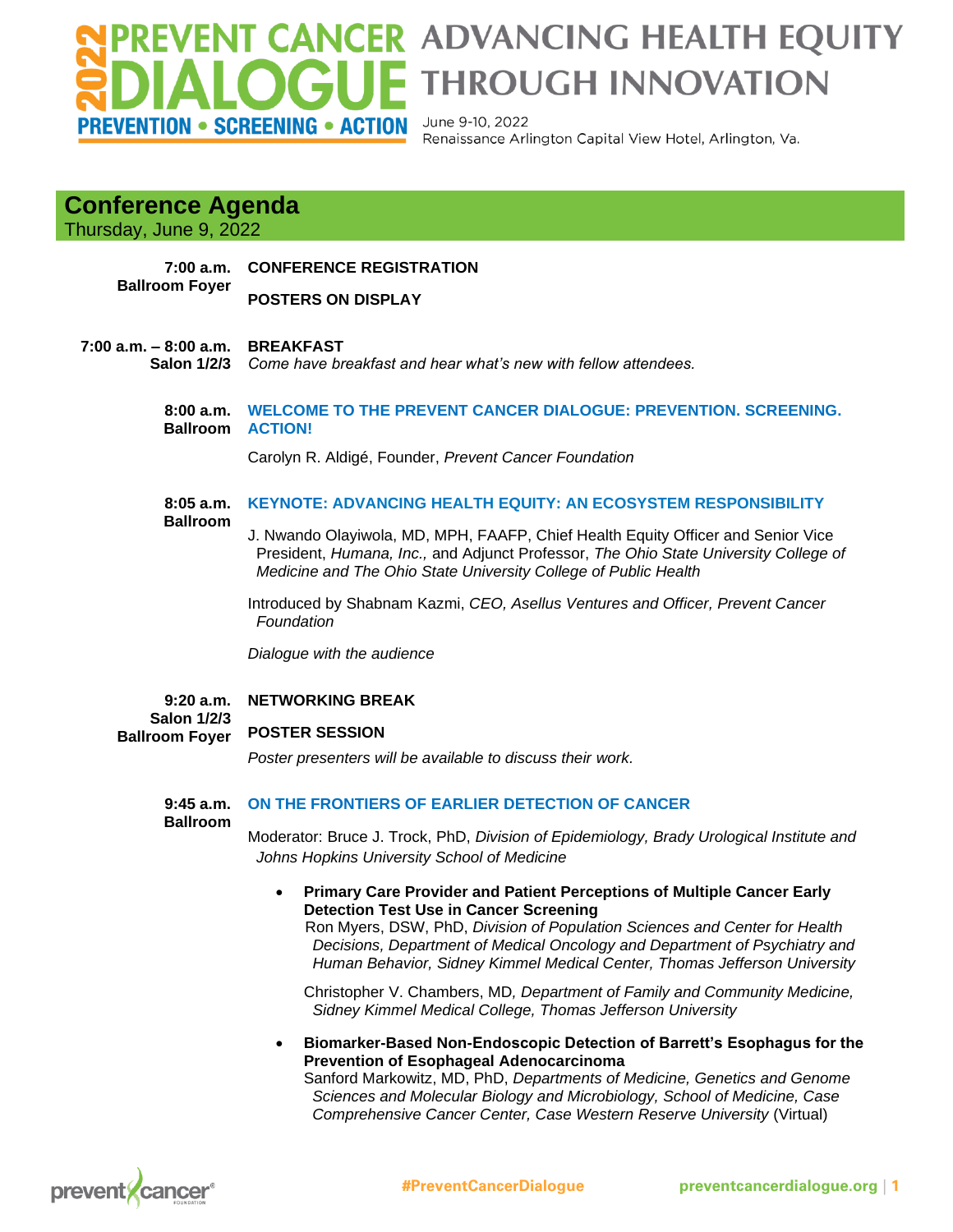# 2022 PREVENT CANCER DIALOGUE

**PREVENTION • SCREENING • ACTION**

## ADVANCING HEALTH EQUITY THROUGH INNOVATION

June 9-10, 2022
Renaissance Arlington Capital View Hotel, Arlington, Va.

## Conference Agenda

Thursday, June 9, 2022

**7:00 a.m.**
**Ballroom Foyer**

**CONFERENCE REGISTRATION**

**POSTERS ON DISPLAY**

**7:00 a.m. – 8:00 a.m.**
**Salon 1/2/3**

**BREAKFAST**
*Come have breakfast and hear what's new with fellow attendees.*

**8:00 a.m.**
**Ballroom**

**WELCOME TO THE PREVENT CANCER DIALOGUE: PREVENTION. SCREENING. ACTION!**

Carolyn R. Aldigé, Founder, *Prevent Cancer Foundation*

**8:05 a.m.**
**Ballroom**

**KEYNOTE: ADVANCING HEALTH EQUITY: AN ECOSYSTEM RESPONSIBILITY**

J. Nwando Olayiwola, MD, MPH, FAAFP, Chief Health Equity Officer and Senior Vice President, *Humana, Inc.,* and Adjunct Professor, *The Ohio State University College of Medicine and The Ohio State University College of Public Health*

Introduced by Shabnam Kazmi, *CEO, Asellus Ventures and Officer, Prevent Cancer Foundation*

*Dialogue with the audience*

**9:20 a.m.**
**Salon 1/2/3**
**Ballroom Foyer**

**NETWORKING BREAK**

**POSTER SESSION**

*Poster presenters will be available to discuss their work.*

**9:45 a.m.**
**Ballroom**

**ON THE FRONTIERS OF EARLIER DETECTION OF CANCER**

Moderator: Bruce J. Trock, PhD, *Division of Epidemiology, Brady Urological Institute and Johns Hopkins University School of Medicine*

- **Primary Care Provider and Patient Perceptions of Multiple Cancer Early Detection Test Use in Cancer Screening**
  Ron Myers, DSW, PhD, *Division of Population Sciences and Center for Health Decisions, Department of Medical Oncology and Department of Psychiatry and Human Behavior, Sidney Kimmel Medical Center, Thomas Jefferson University*

  Christopher V. Chambers, MD, *Department of Family and Community Medicine, Sidney Kimmel Medical College, Thomas Jefferson University*

- **Biomarker-Based Non-Endoscopic Detection of Barrett's Esophagus for the Prevention of Esophageal Adenocarcinoma**
  Sanford Markowitz, MD, PhD, *Departments of Medicine, Genetics and Genome Sciences and Molecular Biology and Microbiology, School of Medicine, Case Comprehensive Cancer Center, Case Western Reserve University* (Virtual)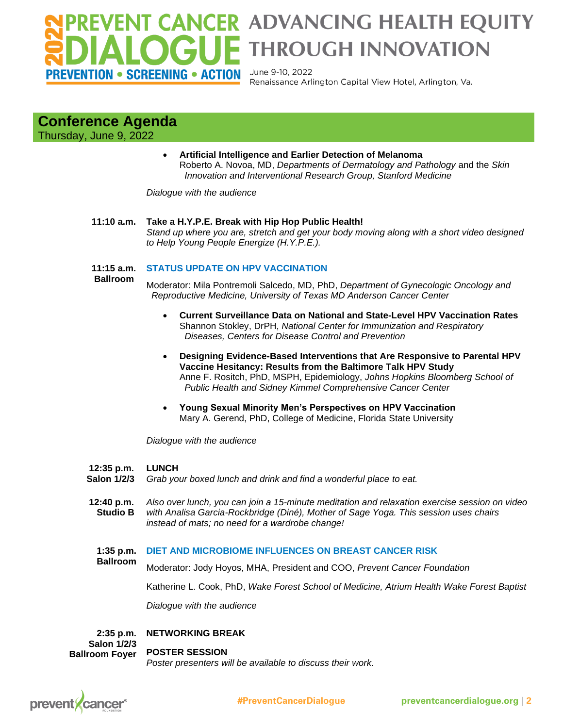## Conference Agenda

Thursday, June 9, 2022

- **Artificial Intelligence and Earlier Detection of Melanoma**
  Roberto A. Novoa, MD, *Departments of Dermatology and Pathology* and the *Skin Innovation and Interventional Research Group, Stanford Medicine*

*Dialogue with the audience*

**11:10 a.m.** **Take a H.Y.P.E. Break with Hip Hop Public Health!**
*Stand up where you are, stretch and get your body moving along with a short video designed to Help Young People Energize (H.Y.P.E.).*

**11:15 a.m.**
**Ballroom**

### STATUS UPDATE ON HPV VACCINATION

Moderator: Mila Pontremoli Salcedo, MD, PhD, *Department of Gynecologic Oncology and Reproductive Medicine, University of Texas MD Anderson Cancer Center*

- **Current Surveillance Data on National and State-Level HPV Vaccination Rates**
  Shannon Stokley, DrPH, *National Center for Immunization and Respiratory Diseases, Centers for Disease Control and Prevention*
- **Designing Evidence-Based Interventions that Are Responsive to Parental HPV Vaccine Hesitancy: Results from the Baltimore Talk HPV Study**
  Anne F. Rositch, PhD, MSPH, Epidemiology, *Johns Hopkins Bloomberg School of Public Health and Sidney Kimmel Comprehensive Cancer Center*
- **Young Sexual Minority Men's Perspectives on HPV Vaccination**
  Mary A. Gerend, PhD, College of Medicine, Florida State University

*Dialogue with the audience*

**12:35 p.m.** **LUNCH**
**Salon 1/2/3** *Grab your boxed lunch and drink and find a wonderful place to eat.*

**12:40 p.m.**
**Studio B** *Also over lunch, you can join a 15-minute meditation and relaxation exercise session on video with Analisa Garcia-Rockbridge (Diné), Mother of Sage Yoga. This session uses chairs instead of mats; no need for a wardrobe change!*

**1:35 p.m.**
**Ballroom**

### DIET AND MICROBIOME INFLUENCES ON BREAST CANCER RISK

Moderator: Jody Hoyos, MHA, President and COO, *Prevent Cancer Foundation*

Katherine L. Cook, PhD, *Wake Forest School of Medicine, Atrium Health Wake Forest Baptist*

*Dialogue with the audience*

**2:35 p.m.** **NETWORKING BREAK**
**Salon 1/2/3**

**Ballroom Foyer** **POSTER SESSION**
*Poster presenters will be available to discuss their work.*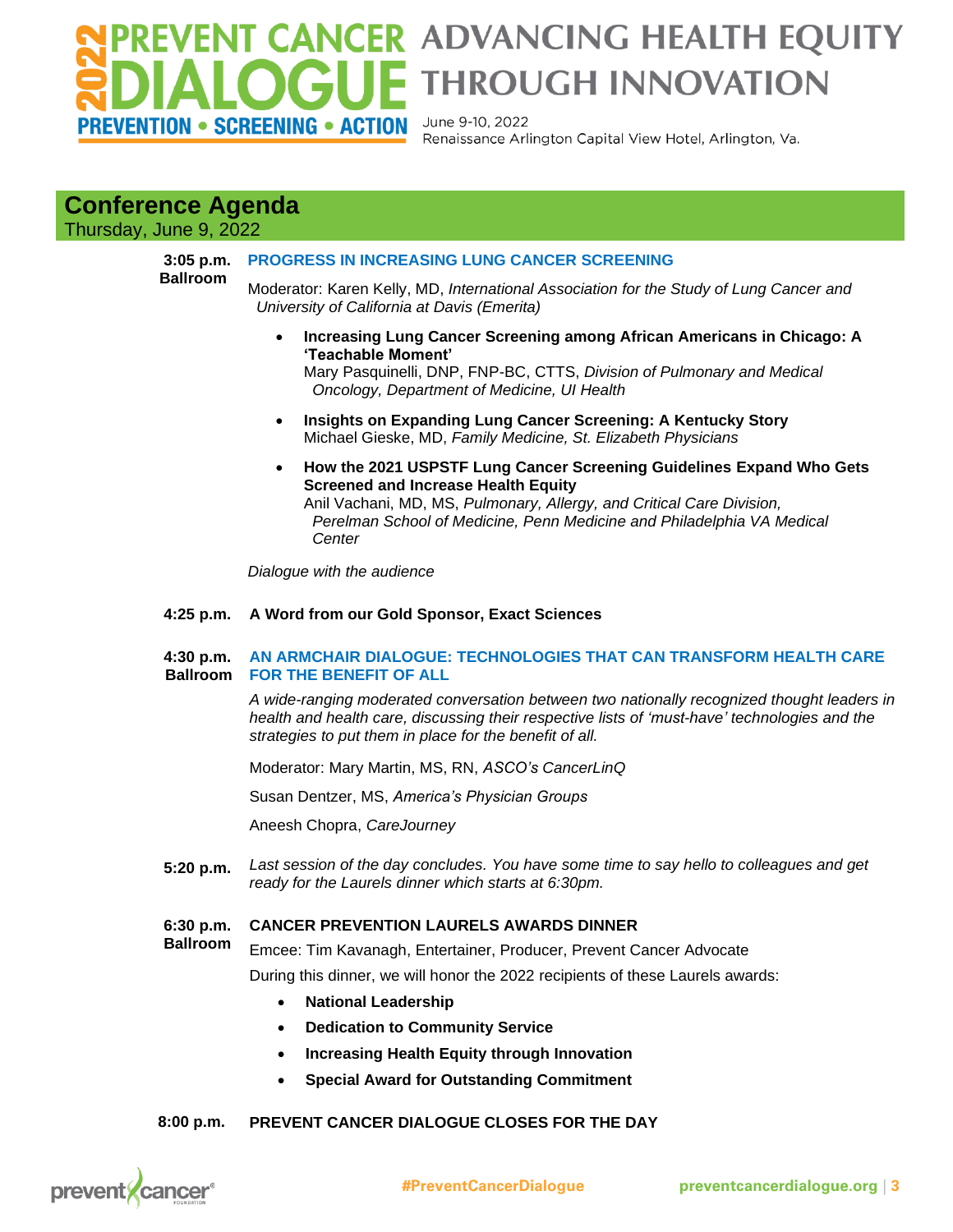# 2022 PREVENT CANCER DIALOGUE
**PREVENTION • SCREENING • ACTION**

## ADVANCING HEALTH EQUITY THROUGH INNOVATION

June 9-10, 2022
Renaissance Arlington Capital View Hotel, Arlington, Va.

## Conference Agenda

Thursday, June 9, 2022

**3:05 p.m.**
**Ballroom**

**PROGRESS IN INCREASING LUNG CANCER SCREENING**

Moderator: Karen Kelly, MD, *International Association for the Study of Lung Cancer and University of California at Davis (Emerita)*

- **Increasing Lung Cancer Screening among African Americans in Chicago: A 'Teachable Moment'**
  Mary Pasquinelli, DNP, FNP-BC, CTTS, *Division of Pulmonary and Medical Oncology, Department of Medicine, UI Health*
- **Insights on Expanding Lung Cancer Screening: A Kentucky Story**
  Michael Gieske, MD, *Family Medicine, St. Elizabeth Physicians*
- **How the 2021 USPSTF Lung Cancer Screening Guidelines Expand Who Gets Screened and Increase Health Equity**
  Anil Vachani, MD, MS, *Pulmonary, Allergy, and Critical Care Division, Perelman School of Medicine, Penn Medicine and Philadelphia VA Medical Center*

*Dialogue with the audience*

**4:25 p.m.** **A Word from our Gold Sponsor, Exact Sciences**

**4:30 p.m.**
**Ballroom**

**AN ARMCHAIR DIALOGUE: TECHNOLOGIES THAT CAN TRANSFORM HEALTH CARE FOR THE BENEFIT OF ALL**

*A wide-ranging moderated conversation between two nationally recognized thought leaders in health and health care, discussing their respective lists of 'must-have' technologies and the strategies to put them in place for the benefit of all.*

Moderator: Mary Martin, MS, RN, *ASCO's CancerLinQ*

Susan Dentzer, MS, *America's Physician Groups*

Aneesh Chopra, *CareJourney*

**5:20 p.m.** *Last session of the day concludes. You have some time to say hello to colleagues and get ready for the Laurels dinner which starts at 6:30pm.*

**6:30 p.m.**
**Ballroom**

**CANCER PREVENTION LAURELS AWARDS DINNER**

Emcee: Tim Kavanagh, Entertainer, Producer, Prevent Cancer Advocate

During this dinner, we will honor the 2022 recipients of these Laurels awards:

- **National Leadership**
- **Dedication to Community Service**
- **Increasing Health Equity through Innovation**
- **Special Award for Outstanding Commitment**

**8:00 p.m.** **PREVENT CANCER DIALOGUE CLOSES FOR THE DAY**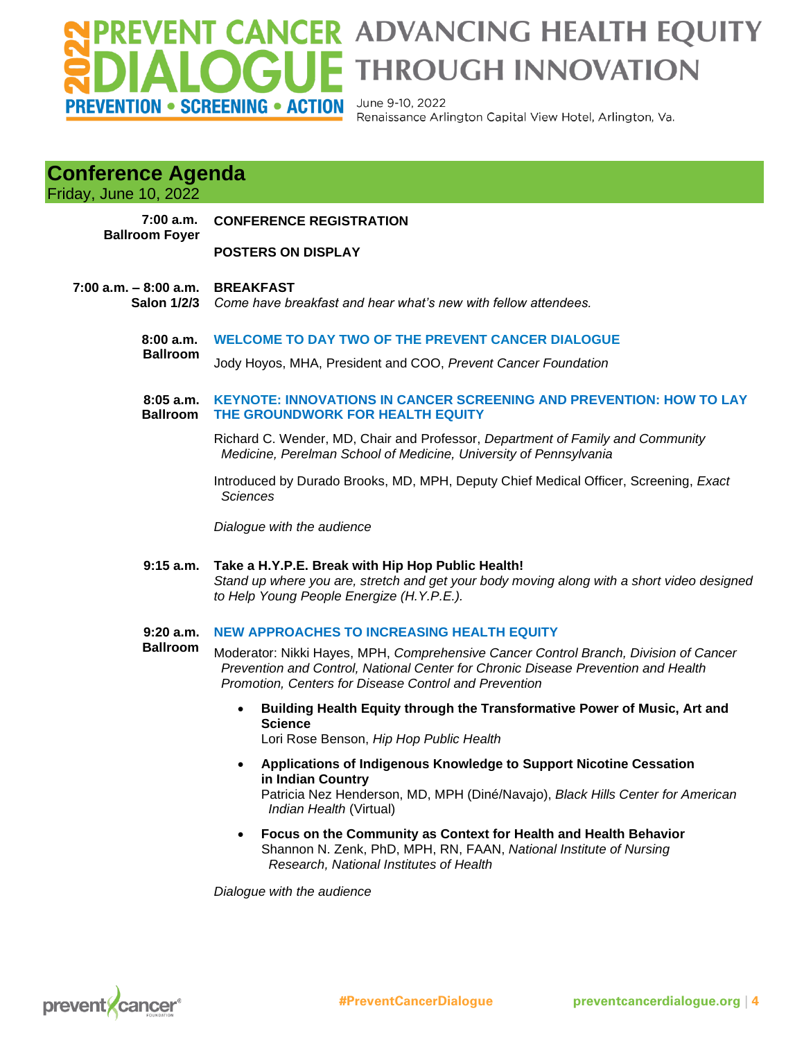# Conference Agenda

Friday, June 10, 2022

**7:00 a.m.**
**Ballroom Foyer**

**CONFERENCE REGISTRATION**

**POSTERS ON DISPLAY**

**7:00 a.m. – 8:00 a.m.**
**Salon 1/2/3**

**BREAKFAST**
*Come have breakfast and hear what's new with fellow attendees.*

**8:00 a.m.**
**Ballroom**

**WELCOME TO DAY TWO OF THE PREVENT CANCER DIALOGUE**

Jody Hoyos, MHA, President and COO, *Prevent Cancer Foundation*

**8:05 a.m.**
**Ballroom**

**KEYNOTE: INNOVATIONS IN CANCER SCREENING AND PREVENTION: HOW TO LAY THE GROUNDWORK FOR HEALTH EQUITY**

Richard C. Wender, MD, Chair and Professor, *Department of Family and Community Medicine, Perelman School of Medicine, University of Pennsylvania*

Introduced by Durado Brooks, MD, MPH, Deputy Chief Medical Officer, Screening, *Exact Sciences*

*Dialogue with the audience*

**9:15 a.m.**

**Take a H.Y.P.E. Break with Hip Hop Public Health!**
*Stand up where you are, stretch and get your body moving along with a short video designed to Help Young People Energize (H.Y.P.E.).*

**9:20 a.m.**
**Ballroom**

**NEW APPROACHES TO INCREASING HEALTH EQUITY**

Moderator: Nikki Hayes, MPH, *Comprehensive Cancer Control Branch, Division of Cancer Prevention and Control, National Center for Chronic Disease Prevention and Health Promotion, Centers for Disease Control and Prevention*

- **Building Health Equity through the Transformative Power of Music, Art and Science**
  Lori Rose Benson, *Hip Hop Public Health*
- **Applications of Indigenous Knowledge to Support Nicotine Cessation in Indian Country**
  Patricia Nez Henderson, MD, MPH (Diné/Navajo), *Black Hills Center for American Indian Health* (Virtual)
- **Focus on the Community as Context for Health and Health Behavior**
  Shannon N. Zenk, PhD, MPH, RN, FAAN, *National Institute of Nursing Research, National Institutes of Health*

*Dialogue with the audience*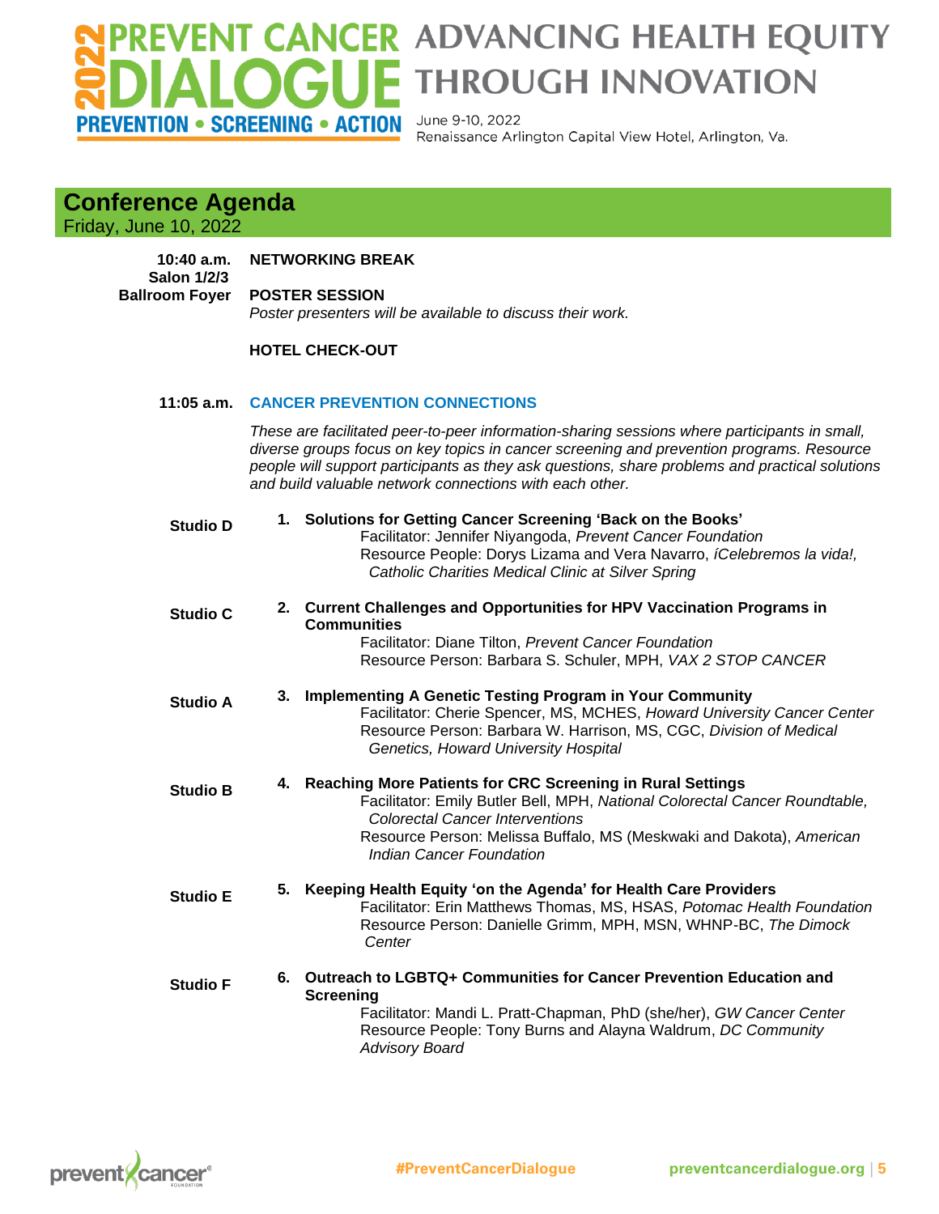## Conference Agenda

Friday, June 10, 2022

**10:40 a.m.** **NETWORKING BREAK**

**Salon 1/2/3 Ballroom Foyer** **POSTER SESSION**

*Poster presenters will be available to discuss their work.*

**HOTEL CHECK-OUT**

**11:05 a.m.** **CANCER PREVENTION CONNECTIONS**

*These are facilitated peer-to-peer information-sharing sessions where participants in small, diverse groups focus on key topics in cancer screening and prevention programs. Resource people will support participants as they ask questions, share problems and practical solutions and build valuable network connections with each other.*

**Studio D**

1. **Solutions for Getting Cancer Screening 'Back on the Books'**
   Facilitator: Jennifer Niyangoda, *Prevent Cancer Foundation*
   Resource People: Dorys Lizama and Vera Navarro, *íCelebremos la vida!, Catholic Charities Medical Clinic at Silver Spring*

**Studio C**

2. **Current Challenges and Opportunities for HPV Vaccination Programs in Communities**
   Facilitator: Diane Tilton, *Prevent Cancer Foundation*
   Resource Person: Barbara S. Schuler, MPH, *VAX 2 STOP CANCER*

**Studio A**

3. **Implementing A Genetic Testing Program in Your Community**
   Facilitator: Cherie Spencer, MS, MCHES, *Howard University Cancer Center*
   Resource Person: Barbara W. Harrison, MS, CGC, *Division of Medical Genetics, Howard University Hospital*

**Studio B**

4. **Reaching More Patients for CRC Screening in Rural Settings**
   Facilitator: Emily Butler Bell, MPH, *National Colorectal Cancer Roundtable, Colorectal Cancer Interventions*
   Resource Person: Melissa Buffalo, MS (Meskwaki and Dakota), *American Indian Cancer Foundation*

**Studio E**

5. **Keeping Health Equity 'on the Agenda' for Health Care Providers**
   Facilitator: Erin Matthews Thomas, MS, HSAS, *Potomac Health Foundation*
   Resource Person: Danielle Grimm, MPH, MSN, WHNP-BC, *The Dimock Center*

**Studio F**

6. **Outreach to LGBTQ+ Communities for Cancer Prevention Education and Screening**
   Facilitator: Mandi L. Pratt-Chapman, PhD (she/her), *GW Cancer Center*
   Resource People: Tony Burns and Alayna Waldrum, *DC Community Advisory Board*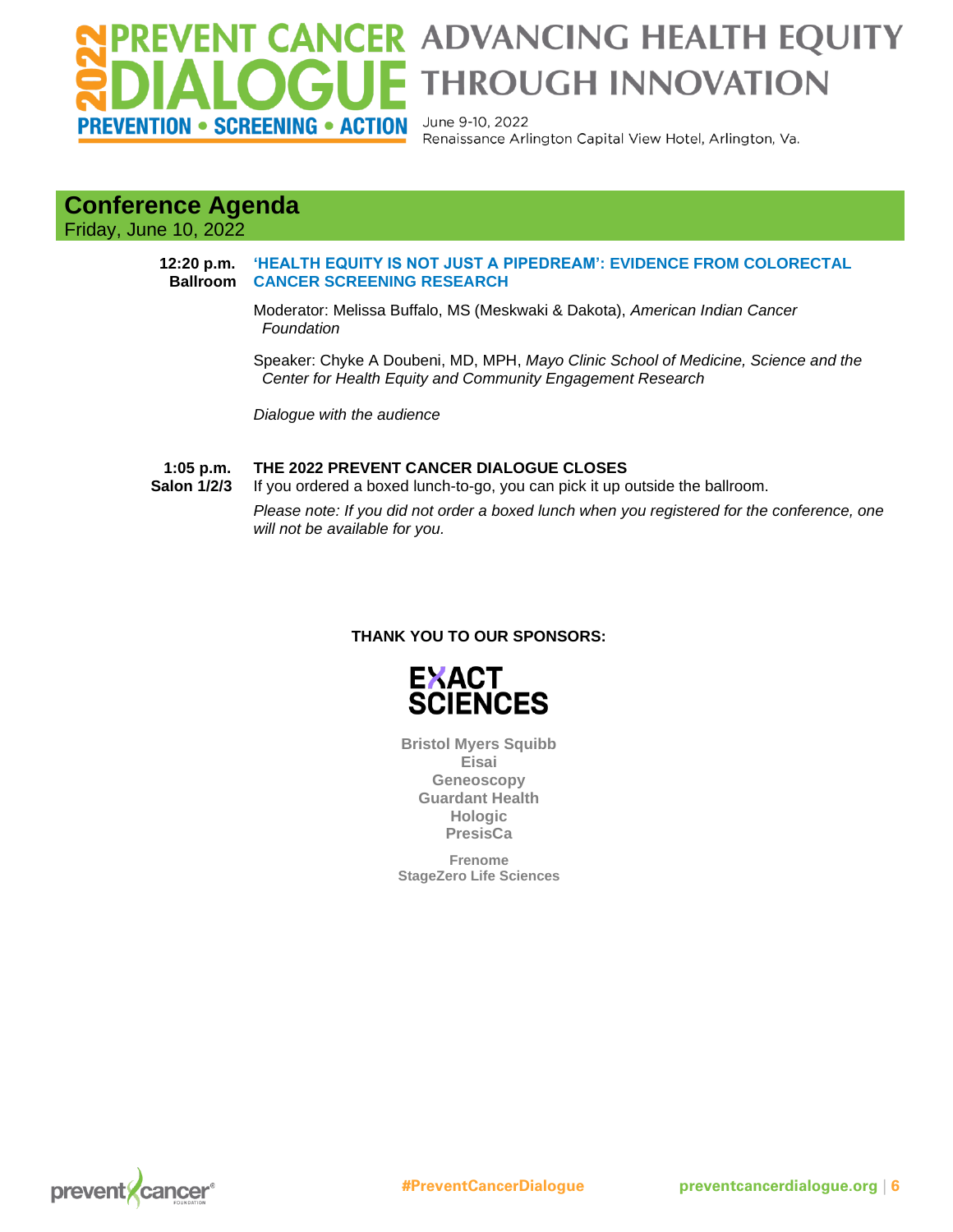# 2022 PREVENT CANCER DIALOGUE

PREVENTION • SCREENING • ACTION

## ADVANCING HEALTH EQUITY THROUGH INNOVATION

June 9-10, 2022
Renaissance Arlington Capital View Hotel, Arlington, Va.

## Conference Agenda

Friday, June 10, 2022

**12:20 p.m.**
**Ballroom**

**'HEALTH EQUITY IS NOT JUST A PIPEDREAM': EVIDENCE FROM COLORECTAL CANCER SCREENING RESEARCH**

Moderator: Melissa Buffalo, MS (Meskwaki & Dakota), *American Indian Cancer Foundation*

Speaker: Chyke A Doubeni, MD, MPH, *Mayo Clinic School of Medicine, Science and the Center for Health Equity and Community Engagement Research*

*Dialogue with the audience*

**1:05 p.m.**
**Salon 1/2/3**

**THE 2022 PREVENT CANCER DIALOGUE CLOSES**

If you ordered a boxed lunch-to-go, you can pick it up outside the ballroom.

*Please note: If you did not order a boxed lunch when you registered for the conference, one will not be available for you.*

**THANK YOU TO OUR SPONSORS:**

EXACT SCIENCES

**Bristol Myers Squibb**
**Eisai**
**Geneoscopy**
**Guardant Health**
**Hologic**
**PresisCa**

**Frenome**
**StageZero Life Sciences**

#PreventCancerDialogue

preventcancerdialogue.org